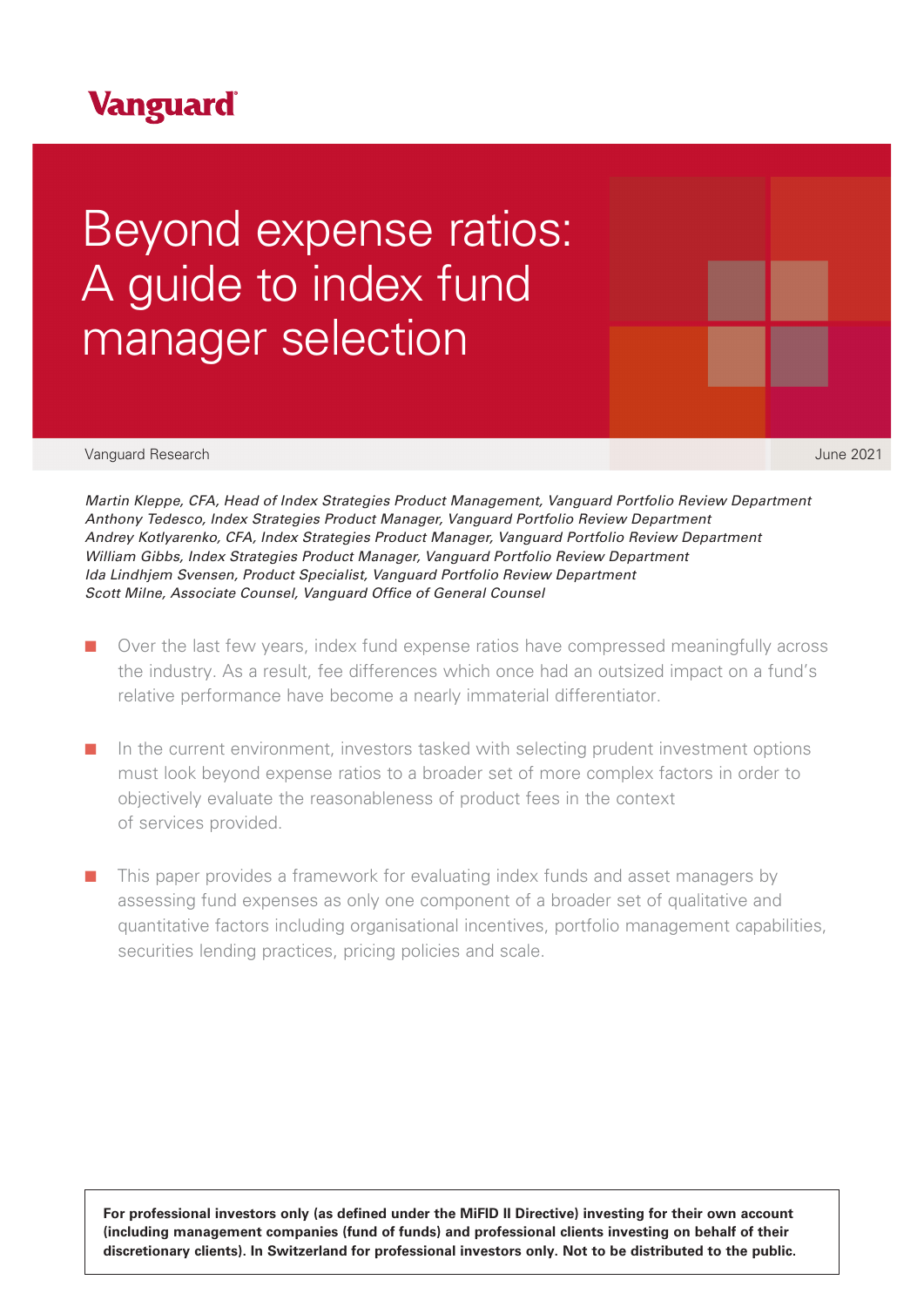Vanguard

# Beyond expense ratios: A guide to index fund manager selection

Vanguard Research

June 2021

*Martin Kleppe, CFA, Head of Index Strategies Product Management, Vanguard Portfolio Review Department*
*Anthony Tedesco, Index Strategies Product Manager, Vanguard Portfolio Review Department*
*Andrey Kotlyarenko, CFA, Index Strategies Product Manager, Vanguard Portfolio Review Department*
*William Gibbs, Index Strategies Product Manager, Vanguard Portfolio Review Department*
*Ida Lindhjem Svensen, Product Specialist, Vanguard Portfolio Review Department*
*Scott Milne, Associate Counsel, Vanguard Office of General Counsel*

- Over the last few years, index fund expense ratios have compressed meaningfully across the industry. As a result, fee differences which once had an outsized impact on a fund's relative performance have become a nearly immaterial differentiator.
- In the current environment, investors tasked with selecting prudent investment options must look beyond expense ratios to a broader set of more complex factors in order to objectively evaluate the reasonableness of product fees in the context of services provided.
- This paper provides a framework for evaluating index funds and asset managers by assessing fund expenses as only one component of a broader set of qualitative and quantitative factors including organisational incentives, portfolio management capabilities, securities lending practices, pricing policies and scale.

**For professional investors only (as defined under the MiFID II Directive) investing for their own account (including management companies (fund of funds) and professional clients investing on behalf of their discretionary clients). In Switzerland for professional investors only. Not to be distributed to the public.**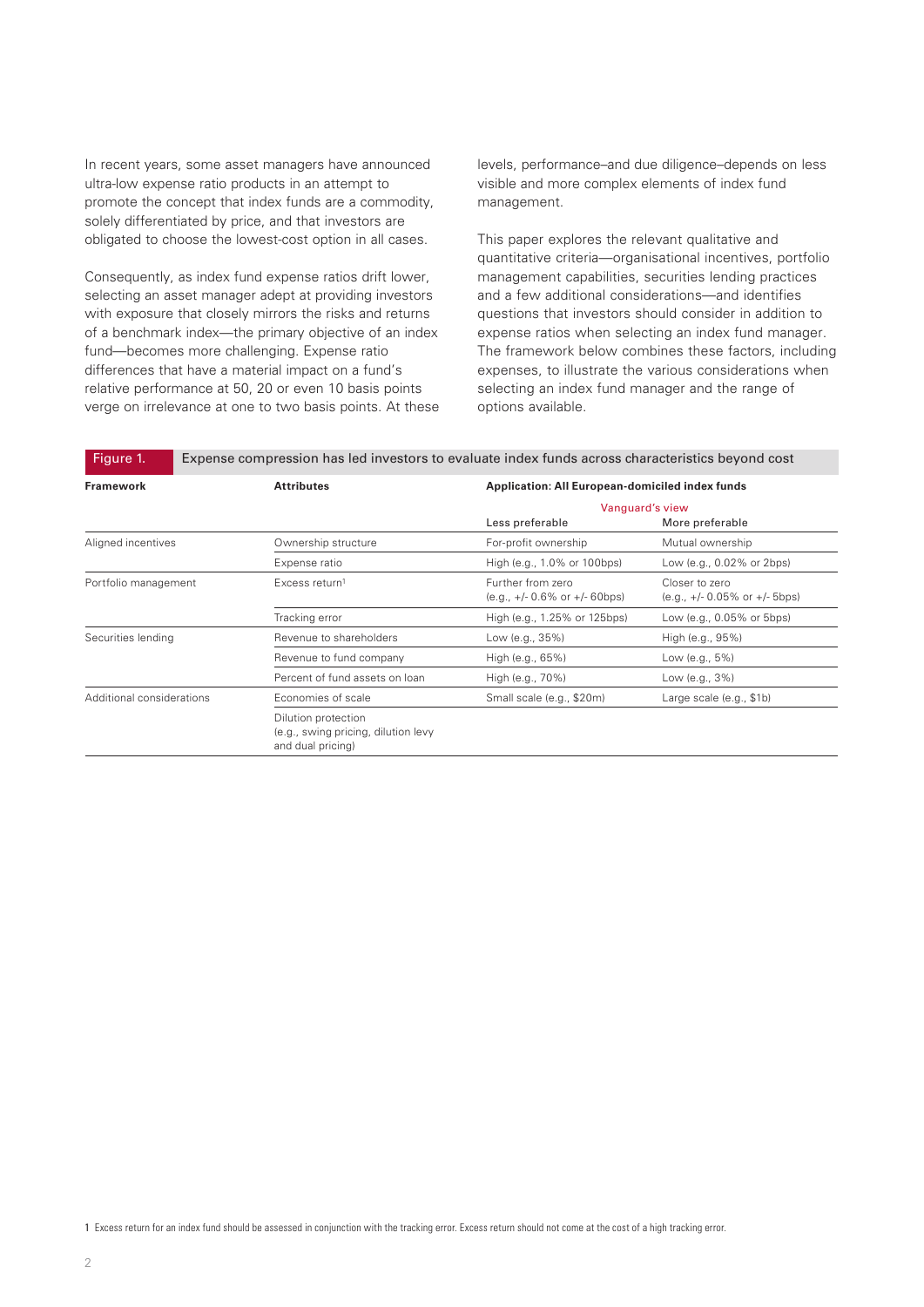In recent years, some asset managers have announced ultra-low expense ratio products in an attempt to promote the concept that index funds are a commodity, solely differentiated by price, and that investors are obligated to choose the lowest-cost option in all cases.

Consequently, as index fund expense ratios drift lower, selecting an asset manager adept at providing investors with exposure that closely mirrors the risks and returns of a benchmark index—the primary objective of an index fund—becomes more challenging. Expense ratio differences that have a material impact on a fund's relative performance at 50, 20 or even 10 basis points verge on irrelevance at one to two basis points. At these levels, performance–and due diligence–depends on less visible and more complex elements of index fund management.

This paper explores the relevant qualitative and quantitative criteria—organisational incentives, portfolio management capabilities, securities lending practices and a few additional considerations—and identifies questions that investors should consider in addition to expense ratios when selecting an index fund manager. The framework below combines these factors, including expenses, to illustrate the various considerations when selecting an index fund manager and the range of options available.

**Figure 1.** Expense compression has led investors to evaluate index funds across characteristics beyond cost

| Framework | Attributes | Application: All European-domiciled index funds | |
|---|---|---|---|
| | | Vanguard's view | |
| | | Less preferable | More preferable |
| Aligned incentives | Ownership structure | For-profit ownership | Mutual ownership |
| | Expense ratio | High (e.g., 1.0% or 100bps) | Low (e.g., 0.02% or 2bps) |
| Portfolio management | Excess return[1] | Further from zero (e.g., +/- 0.6% or +/- 60bps) | Closer to zero (e.g., +/- 0.05% or +/- 5bps) |
| | Tracking error | High (e.g., 1.25% or 125bps) | Low (e.g., 0.05% or 5bps) |
| Securities lending | Revenue to shareholders | Low (e.g., 35%) | High (e.g., 95%) |
| | Revenue to fund company | High (e.g., 65%) | Low (e.g., 5%) |
| | Percent of fund assets on loan | High (e.g., 70%) | Low (e.g., 3%) |
| Additional considerations | Economies of scale | Small scale (e.g., $20m) | Large scale (e.g., $1b) |
| | Dilution protection (e.g., swing pricing, dilution levy and dual pricing) | | |

1 Excess return for an index fund should be assessed in conjunction with the tracking error. Excess return should not come at the cost of a high tracking error.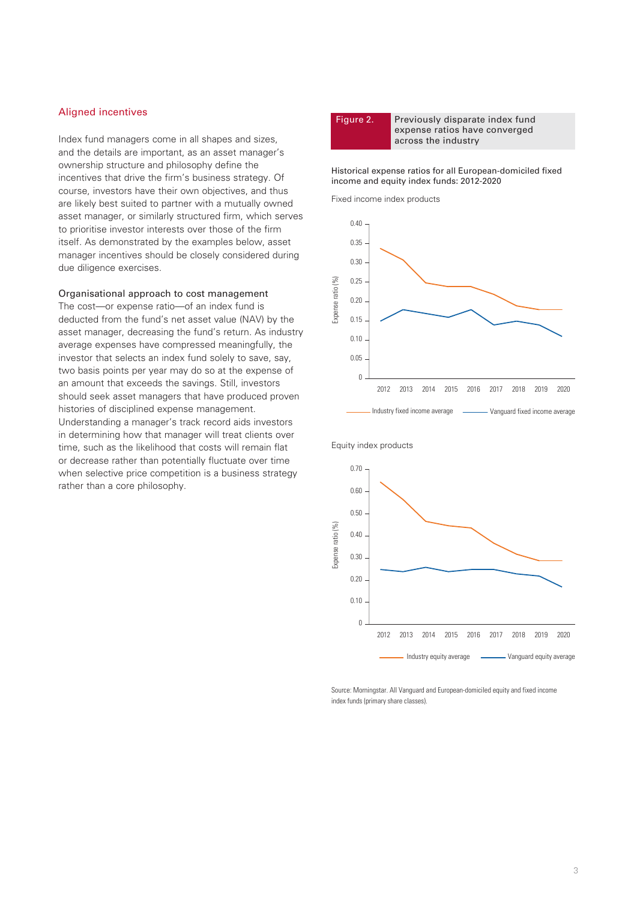## Aligned incentives

Index fund managers come in all shapes and sizes, and the details are important, as an asset manager's ownership structure and philosophy define the incentives that drive the firm's business strategy. Of course, investors have their own objectives, and thus are likely best suited to partner with a mutually owned asset manager, or similarly structured firm, which serves to prioritise investor interests over those of the firm itself. As demonstrated by the examples below, asset manager incentives should be closely considered during due diligence exercises.

### Organisational approach to cost management

The cost—or expense ratio—of an index fund is deducted from the fund's net asset value (NAV) by the asset manager, decreasing the fund's return. As industry average expenses have compressed meaningfully, the investor that selects an index fund solely to save, say, two basis points per year may do so at the expense of an amount that exceeds the savings. Still, investors should seek asset managers that have produced proven histories of disciplined expense management. Understanding a manager's track record aids investors in determining how that manager will treat clients over time, such as the likelihood that costs will remain flat or decrease rather than potentially fluctuate over time when selective price competition is a business strategy rather than a core philosophy.

**Figure 2.** Previously disparate index fund expense ratios have converged across the industry

Historical expense ratios for all European-domiciled fixed income and equity index funds: 2012-2020

Fixed income index products

Equity index products

Source: Morningstar. All Vanguard and European-domiciled equity and fixed income index funds (primary share classes).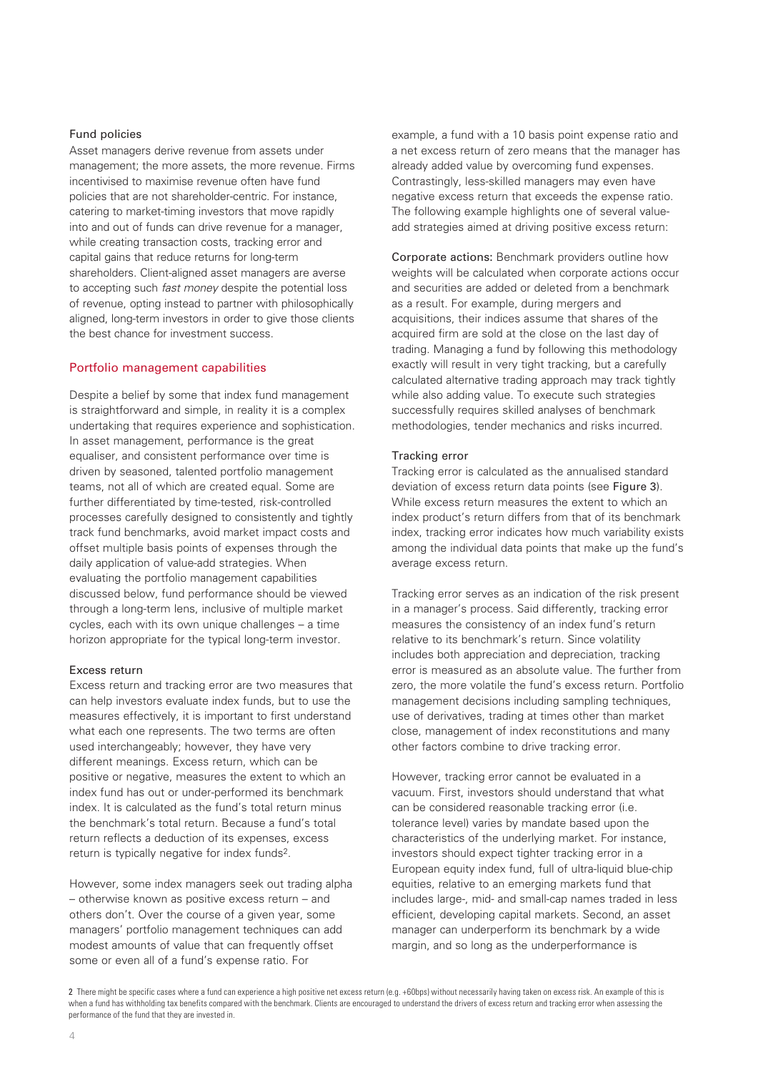### Fund policies

Asset managers derive revenue from assets under management; the more assets, the more revenue. Firms incentivised to maximise revenue often have fund policies that are not shareholder-centric. For instance, catering to market-timing investors that move rapidly into and out of funds can drive revenue for a manager, while creating transaction costs, tracking error and capital gains that reduce returns for long-term shareholders. Client-aligned asset managers are averse to accepting such *fast money* despite the potential loss of revenue, opting instead to partner with philosophically aligned, long-term investors in order to give those clients the best chance for investment success.

## Portfolio management capabilities

Despite a belief by some that index fund management is straightforward and simple, in reality it is a complex undertaking that requires experience and sophistication. In asset management, performance is the great equaliser, and consistent performance over time is driven by seasoned, talented portfolio management teams, not all of which are created equal. Some are further differentiated by time-tested, risk-controlled processes carefully designed to consistently and tightly track fund benchmarks, avoid market impact costs and offset multiple basis points of expenses through the daily application of value-add strategies. When evaluating the portfolio management capabilities discussed below, fund performance should be viewed through a long-term lens, inclusive of multiple market cycles, each with its own unique challenges – a time horizon appropriate for the typical long-term investor.

### Excess return

Excess return and tracking error are two measures that can help investors evaluate index funds, but to use the measures effectively, it is important to first understand what each one represents. The two terms are often used interchangeably; however, they have very different meanings. Excess return, which can be positive or negative, measures the extent to which an index fund has out or under-performed its benchmark index. It is calculated as the fund's total return minus the benchmark's total return. Because a fund's total return reflects a deduction of its expenses, excess return is typically negative for index funds[2].

However, some index managers seek out trading alpha – otherwise known as positive excess return – and others don't. Over the course of a given year, some managers' portfolio management techniques can add modest amounts of value that can frequently offset some or even all of a fund's expense ratio. For example, a fund with a 10 basis point expense ratio and a net excess return of zero means that the manager has already added value by overcoming fund expenses. Contrastingly, less-skilled managers may even have negative excess return that exceeds the expense ratio. The following example highlights one of several value-add strategies aimed at driving positive excess return:

**Corporate actions:** Benchmark providers outline how weights will be calculated when corporate actions occur and securities are added or deleted from a benchmark as a result. For example, during mergers and acquisitions, their indices assume that shares of the acquired firm are sold at the close on the last day of trading. Managing a fund by following this methodology exactly will result in very tight tracking, but a carefully calculated alternative trading approach may track tightly while also adding value. To execute such strategies successfully requires skilled analyses of benchmark methodologies, tender mechanics and risks incurred.

### Tracking error

Tracking error is calculated as the annualised standard deviation of excess return data points (see Figure 3). While excess return measures the extent to which an index product's return differs from that of its benchmark index, tracking error indicates how much variability exists among the individual data points that make up the fund's average excess return.

Tracking error serves as an indication of the risk present in a manager's process. Said differently, tracking error measures the consistency of an index fund's return relative to its benchmark's return. Since volatility includes both appreciation and depreciation, tracking error is measured as an absolute value. The further from zero, the more volatile the fund's excess return. Portfolio management decisions including sampling techniques, use of derivatives, trading at times other than market close, management of index reconstitutions and many other factors combine to drive tracking error.

However, tracking error cannot be evaluated in a vacuum. First, investors should understand that what can be considered reasonable tracking error (i.e. tolerance level) varies by mandate based upon the characteristics of the underlying market. For instance, investors should expect tighter tracking error in a European equity index fund, full of ultra-liquid blue-chip equities, relative to an emerging markets fund that includes large-, mid- and small-cap names traded in less efficient, developing capital markets. Second, an asset manager can underperform its benchmark by a wide margin, and so long as the underperformance is

[2] There might be specific cases where a fund can experience a high positive net excess return (e.g. +60bps) without necessarily having taken on excess risk. An example of this is when a fund has withholding tax benefits compared with the benchmark. Clients are encouraged to understand the drivers of excess return and tracking error when assessing the performance of the fund that they are invested in.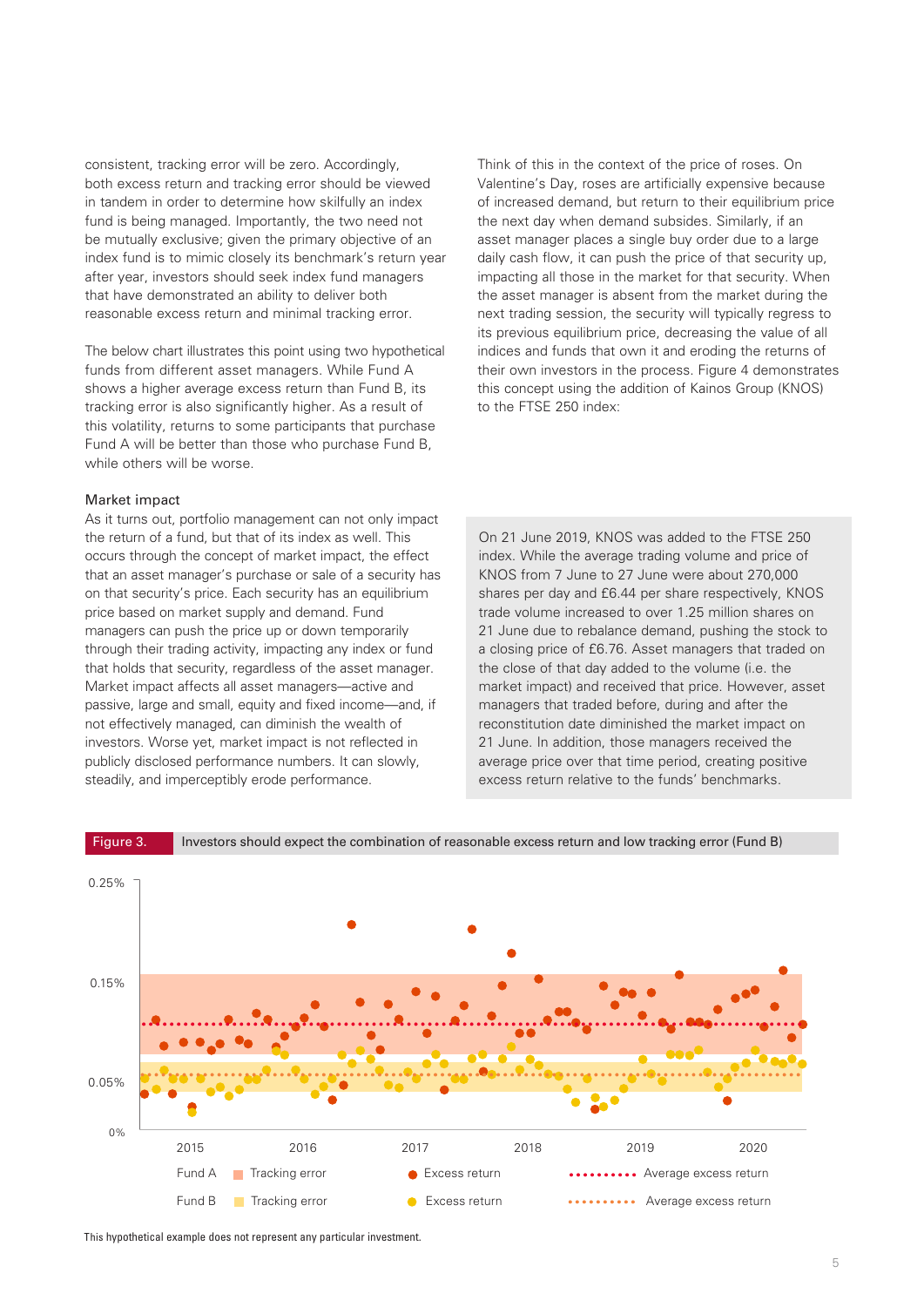consistent, tracking error will be zero. Accordingly, both excess return and tracking error should be viewed in tandem in order to determine how skilfully an index fund is being managed. Importantly, the two need not be mutually exclusive; given the primary objective of an index fund is to mimic closely its benchmark's return year after year, investors should seek index fund managers that have demonstrated an ability to deliver both reasonable excess return and minimal tracking error.

The below chart illustrates this point using two hypothetical funds from different asset managers. While Fund A shows a higher average excess return than Fund B, its tracking error is also significantly higher. As a result of this volatility, returns to some participants that purchase Fund A will be better than those who purchase Fund B, while others will be worse.

### Market impact

As it turns out, portfolio management can not only impact the return of a fund, but that of its index as well. This occurs through the concept of market impact, the effect that an asset manager's purchase or sale of a security has on that security's price. Each security has an equilibrium price based on market supply and demand. Fund managers can push the price up or down temporarily through their trading activity, impacting any index or fund that holds that security, regardless of the asset manager. Market impact affects all asset managers—active and passive, large and small, equity and fixed income—and, if not effectively managed, can diminish the wealth of investors. Worse yet, market impact is not reflected in publicly disclosed performance numbers. It can slowly, steadily, and imperceptibly erode performance.

Think of this in the context of the price of roses. On Valentine's Day, roses are artificially expensive because of increased demand, but return to their equilibrium price the next day when demand subsides. Similarly, if an asset manager places a single buy order due to a large daily cash flow, it can push the price of that security up, impacting all those in the market for that security. When the asset manager is absent from the market during the next trading session, the security will typically regress to its previous equilibrium price, decreasing the value of all indices and funds that own it and eroding the returns of their own investors in the process. Figure 4 demonstrates this concept using the addition of Kainos Group (KNOS) to the FTSE 250 index:

> On 21 June 2019, KNOS was added to the FTSE 250 index. While the average trading volume and price of KNOS from 7 June to 27 June were about 270,000 shares per day and £6.44 per share respectively, KNOS trade volume increased to over 1.25 million shares on 21 June due to rebalance demand, pushing the stock to a closing price of £6.76. Asset managers that traded on the close of that day added to the volume (i.e. the market impact) and received that price. However, asset managers that traded before, during and after the reconstitution date diminished the market impact on 21 June. In addition, those managers received the average price over that time period, creating positive excess return relative to the funds' benchmarks.

**Figure 3.** Investors should expect the combination of reasonable excess return and low tracking error (Fund B)

Fund A: Tracking error; Excess return; Average excess return
Fund B: Tracking error; Excess return; Average excess return

This hypothetical example does not represent any particular investment.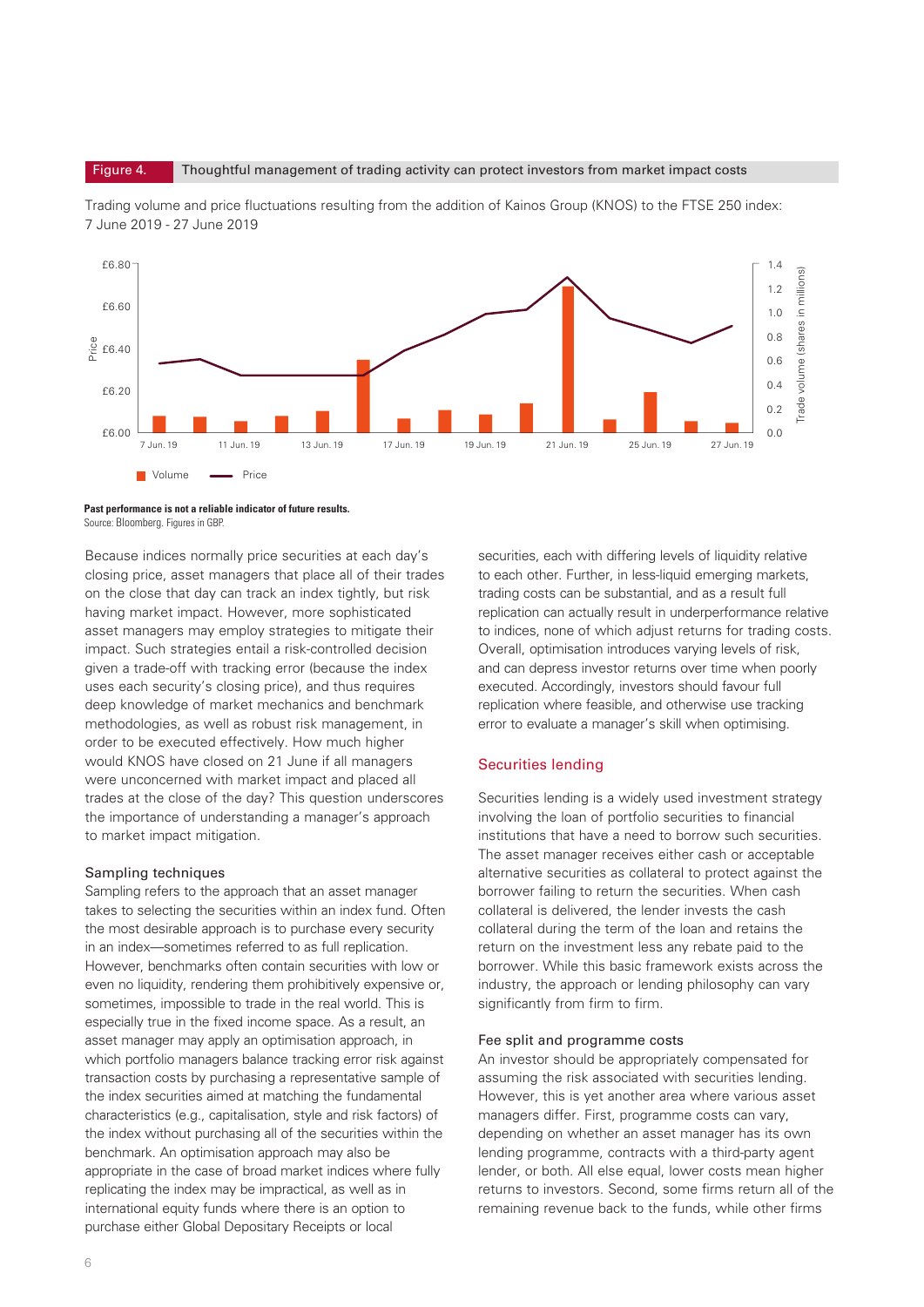**Figure 4.** Thoughtful management of trading activity can protect investors from market impact costs

Trading volume and price fluctuations resulting from the addition of Kainos Group (KNOS) to the FTSE 250 index: 7 June 2019 - 27 June 2019

**Past performance is not a reliable indicator of future results.**
Source: Bloomberg. Figures in GBP.

Because indices normally price securities at each day's closing price, asset managers that place all of their trades on the close that day can track an index tightly, but risk having market impact. However, more sophisticated asset managers may employ strategies to mitigate their impact. Such strategies entail a risk-controlled decision given a trade-off with tracking error (because the index uses each security's closing price), and thus requires deep knowledge of market mechanics and benchmark methodologies, as well as robust risk management, in order to be executed effectively. How much higher would KNOS have closed on 21 June if all managers were unconcerned with market impact and placed all trades at the close of the day? This question underscores the importance of understanding a manager's approach to market impact mitigation.

### Sampling techniques

Sampling refers to the approach that an asset manager takes to selecting the securities within an index fund. Often the most desirable approach is to purchase every security in an index—sometimes referred to as full replication. However, benchmarks often contain securities with low or even no liquidity, rendering them prohibitively expensive or, sometimes, impossible to trade in the real world. This is especially true in the fixed income space. As a result, an asset manager may apply an optimisation approach, in which portfolio managers balance tracking error risk against transaction costs by purchasing a representative sample of the index securities aimed at matching the fundamental characteristics (e.g., capitalisation, style and risk factors) of the index without purchasing all of the securities within the benchmark. An optimisation approach may also be appropriate in the case of broad market indices where fully replicating the index may be impractical, as well as in international equity funds where there is an option to purchase either Global Depositary Receipts or local securities, each with differing levels of liquidity relative to each other. Further, in less-liquid emerging markets, trading costs can be substantial, and as a result full replication can actually result in underperformance relative to indices, none of which adjust returns for trading costs. Overall, optimisation introduces varying levels of risk, and can depress investor returns over time when poorly executed. Accordingly, investors should favour full replication where feasible, and otherwise use tracking error to evaluate a manager's skill when optimising.

## Securities lending

Securities lending is a widely used investment strategy involving the loan of portfolio securities to financial institutions that have a need to borrow such securities. The asset manager receives either cash or acceptable alternative securities as collateral to protect against the borrower failing to return the securities. When cash collateral is delivered, the lender invests the cash collateral during the term of the loan and retains the return on the investment less any rebate paid to the borrower. While this basic framework exists across the industry, the approach or lending philosophy can vary significantly from firm to firm.

### Fee split and programme costs

An investor should be appropriately compensated for assuming the risk associated with securities lending. However, this is yet another area where various asset managers differ. First, programme costs can vary, depending on whether an asset manager has its own lending programme, contracts with a third-party agent lender, or both. All else equal, lower costs mean higher returns to investors. Second, some firms return all of the remaining revenue back to the funds, while other firms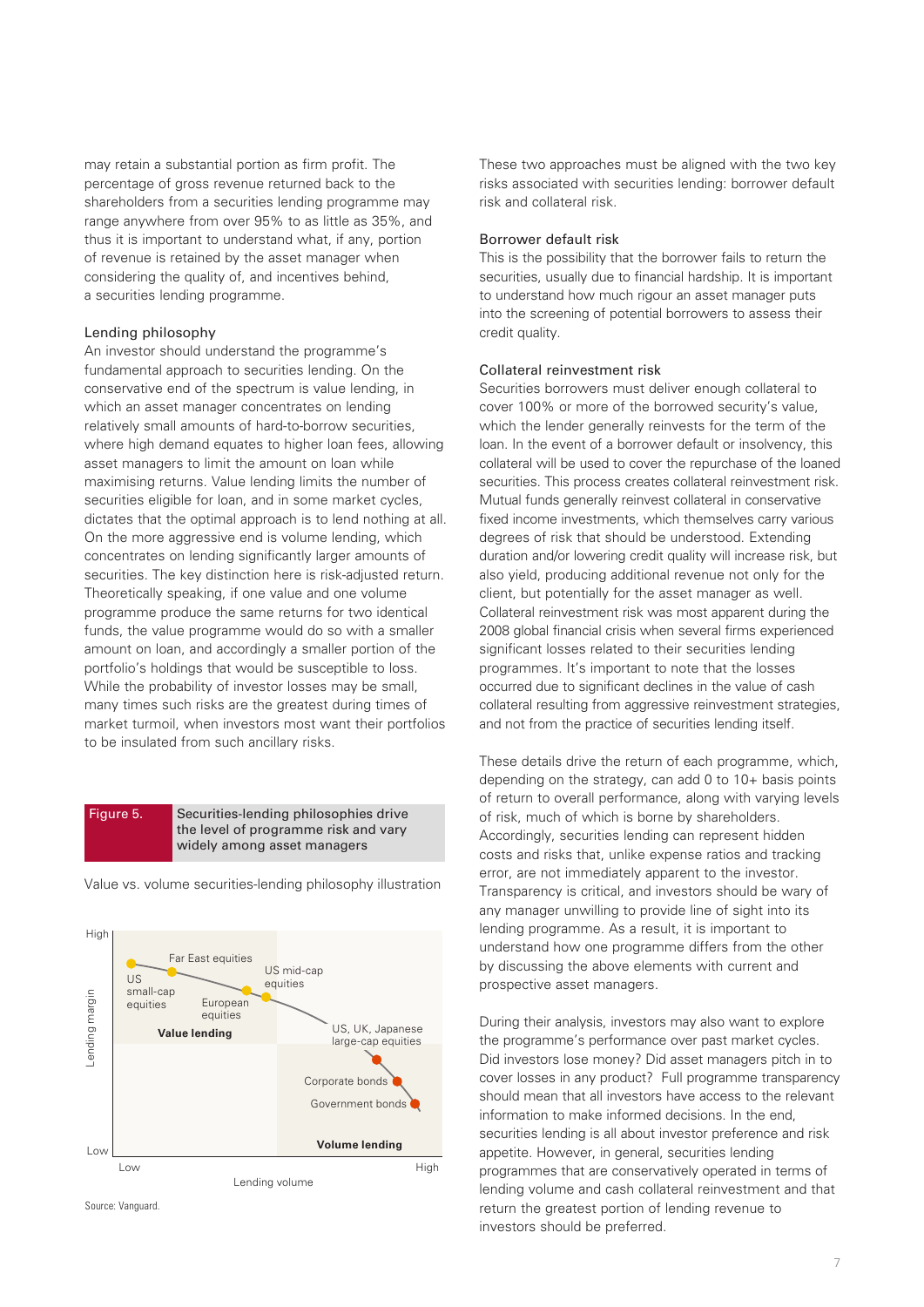may retain a substantial portion as firm profit. The percentage of gross revenue returned back to the shareholders from a securities lending programme may range anywhere from over 95% to as little as 35%, and thus it is important to understand what, if any, portion of revenue is retained by the asset manager when considering the quality of, and incentives behind, a securities lending programme.

### Lending philosophy

An investor should understand the programme's fundamental approach to securities lending. On the conservative end of the spectrum is value lending, in which an asset manager concentrates on lending relatively small amounts of hard-to-borrow securities, where high demand equates to higher loan fees, allowing asset managers to limit the amount on loan while maximising returns. Value lending limits the number of securities eligible for loan, and in some market cycles, dictates that the optimal approach is to lend nothing at all. On the more aggressive end is volume lending, which concentrates on lending significantly larger amounts of securities. The key distinction here is risk-adjusted return. Theoretically speaking, if one value and one volume programme produce the same returns for two identical funds, the value programme would do so with a smaller amount on loan, and accordingly a smaller portion of the portfolio's holdings that would be susceptible to loss. While the probability of investor losses may be small, many times such risks are the greatest during times of market turmoil, when investors most want their portfolios to be insulated from such ancillary risks.

**Figure 5.** Securities-lending philosophies drive the level of programme risk and vary widely among asset managers

Value vs. volume securities-lending philosophy illustration

Source: Vanguard.

These two approaches must be aligned with the two key risks associated with securities lending: borrower default risk and collateral risk.

### Borrower default risk

This is the possibility that the borrower fails to return the securities, usually due to financial hardship. It is important to understand how much rigour an asset manager puts into the screening of potential borrowers to assess their credit quality.

### Collateral reinvestment risk

Securities borrowers must deliver enough collateral to cover 100% or more of the borrowed security's value, which the lender generally reinvests for the term of the loan. In the event of a borrower default or insolvency, this collateral will be used to cover the repurchase of the loaned securities. This process creates collateral reinvestment risk. Mutual funds generally reinvest collateral in conservative fixed income investments, which themselves carry various degrees of risk that should be understood. Extending duration and/or lowering credit quality will increase risk, but also yield, producing additional revenue not only for the client, but potentially for the asset manager as well. Collateral reinvestment risk was most apparent during the 2008 global financial crisis when several firms experienced significant losses related to their securities lending programmes. It's important to note that the losses occurred due to significant declines in the value of cash collateral resulting from aggressive reinvestment strategies, and not from the practice of securities lending itself.

These details drive the return of each programme, which, depending on the strategy, can add 0 to 10+ basis points of return to overall performance, along with varying levels of risk, much of which is borne by shareholders. Accordingly, securities lending can represent hidden costs and risks that, unlike expense ratios and tracking error, are not immediately apparent to the investor. Transparency is critical, and investors should be wary of any manager unwilling to provide line of sight into its lending programme. As a result, it is important to understand how one programme differs from the other by discussing the above elements with current and prospective asset managers.

During their analysis, investors may also want to explore the programme's performance over past market cycles. Did investors lose money? Did asset managers pitch in to cover losses in any product? Full programme transparency should mean that all investors have access to the relevant information to make informed decisions. In the end, securities lending is all about investor preference and risk appetite. However, in general, securities lending programmes that are conservatively operated in terms of lending volume and cash collateral reinvestment and that return the greatest portion of lending revenue to investors should be preferred.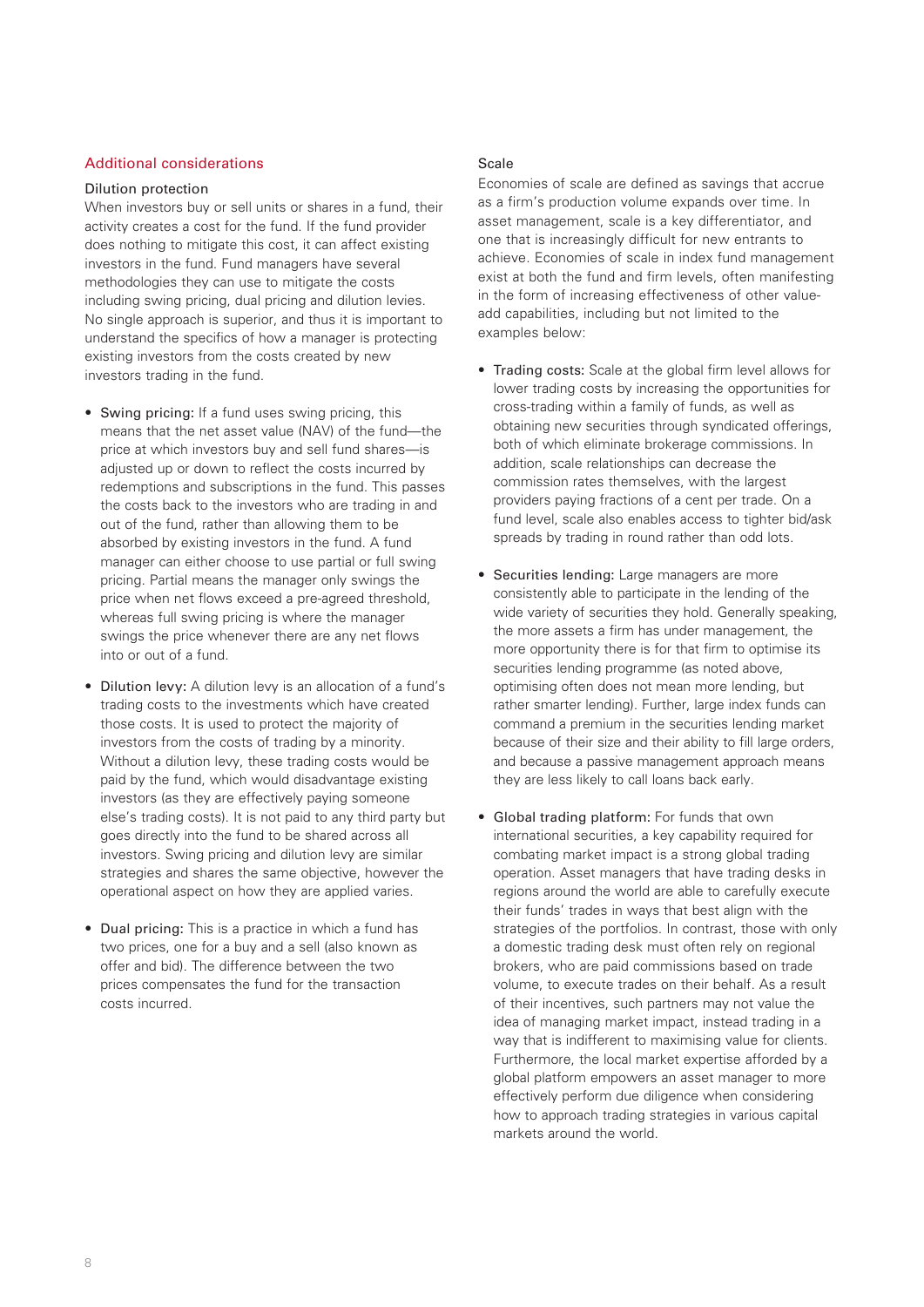## Additional considerations

### Dilution protection

When investors buy or sell units or shares in a fund, their activity creates a cost for the fund. If the fund provider does nothing to mitigate this cost, it can affect existing investors in the fund. Fund managers have several methodologies they can use to mitigate the costs including swing pricing, dual pricing and dilution levies. No single approach is superior, and thus it is important to understand the specifics of how a manager is protecting existing investors from the costs created by new investors trading in the fund.

- **Swing pricing:** If a fund uses swing pricing, this means that the net asset value (NAV) of the fund—the price at which investors buy and sell fund shares—is adjusted up or down to reflect the costs incurred by redemptions and subscriptions in the fund. This passes the costs back to the investors who are trading in and out of the fund, rather than allowing them to be absorbed by existing investors in the fund. A fund manager can either choose to use partial or full swing pricing. Partial means the manager only swings the price when net flows exceed a pre-agreed threshold, whereas full swing pricing is where the manager swings the price whenever there are any net flows into or out of a fund.
- **Dilution levy:** A dilution levy is an allocation of a fund's trading costs to the investments which have created those costs. It is used to protect the majority of investors from the costs of trading by a minority. Without a dilution levy, these trading costs would be paid by the fund, which would disadvantage existing investors (as they are effectively paying someone else's trading costs). It is not paid to any third party but goes directly into the fund to be shared across all investors. Swing pricing and dilution levy are similar strategies and shares the same objective, however the operational aspect on how they are applied varies.
- **Dual pricing:** This is a practice in which a fund has two prices, one for a buy and a sell (also known as offer and bid). The difference between the two prices compensates the fund for the transaction costs incurred.

### Scale

Economies of scale are defined as savings that accrue as a firm's production volume expands over time. In asset management, scale is a key differentiator, and one that is increasingly difficult for new entrants to achieve. Economies of scale in index fund management exist at both the fund and firm levels, often manifesting in the form of increasing effectiveness of other value-add capabilities, including but not limited to the examples below:

- **Trading costs:** Scale at the global firm level allows for lower trading costs by increasing the opportunities for cross-trading within a family of funds, as well as obtaining new securities through syndicated offerings, both of which eliminate brokerage commissions. In addition, scale relationships can decrease the commission rates themselves, with the largest providers paying fractions of a cent per trade. On a fund level, scale also enables access to tighter bid/ask spreads by trading in round rather than odd lots.
- **Securities lending:** Large managers are more consistently able to participate in the lending of the wide variety of securities they hold. Generally speaking, the more assets a firm has under management, the more opportunity there is for that firm to optimise its securities lending programme (as noted above, optimising often does not mean more lending, but rather smarter lending). Further, large index funds can command a premium in the securities lending market because of their size and their ability to fill large orders, and because a passive management approach means they are less likely to call loans back early.
- **Global trading platform:** For funds that own international securities, a key capability required for combating market impact is a strong global trading operation. Asset managers that have trading desks in regions around the world are able to carefully execute their funds' trades in ways that best align with the strategies of the portfolios. In contrast, those with only a domestic trading desk must often rely on regional brokers, who are paid commissions based on trade volume, to execute trades on their behalf. As a result of their incentives, such partners may not value the idea of managing market impact, instead trading in a way that is indifferent to maximising value for clients. Furthermore, the local market expertise afforded by a global platform empowers an asset manager to more effectively perform due diligence when considering how to approach trading strategies in various capital markets around the world.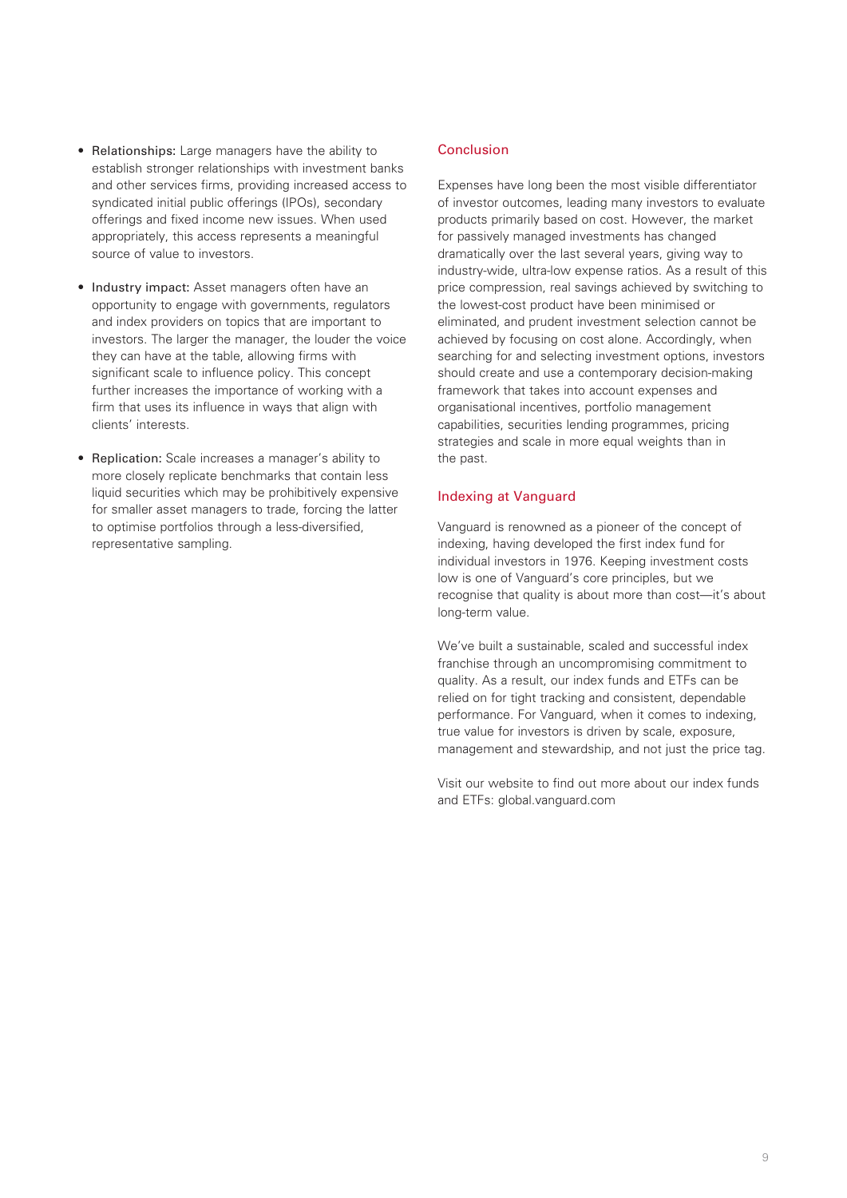- **Relationships:** Large managers have the ability to establish stronger relationships with investment banks and other services firms, providing increased access to syndicated initial public offerings (IPOs), secondary offerings and fixed income new issues. When used appropriately, this access represents a meaningful source of value to investors.

- **Industry impact:** Asset managers often have an opportunity to engage with governments, regulators and index providers on topics that are important to investors. The larger the manager, the louder the voice they can have at the table, allowing firms with significant scale to influence policy. This concept further increases the importance of working with a firm that uses its influence in ways that align with clients' interests.

- **Replication:** Scale increases a manager's ability to more closely replicate benchmarks that contain less liquid securities which may be prohibitively expensive for smaller asset managers to trade, forcing the latter to optimise portfolios through a less-diversified, representative sampling.

## Conclusion

Expenses have long been the most visible differentiator of investor outcomes, leading many investors to evaluate products primarily based on cost. However, the market for passively managed investments has changed dramatically over the last several years, giving way to industry-wide, ultra-low expense ratios. As a result of this price compression, real savings achieved by switching to the lowest-cost product have been minimised or eliminated, and prudent investment selection cannot be achieved by focusing on cost alone. Accordingly, when searching for and selecting investment options, investors should create and use a contemporary decision-making framework that takes into account expenses and organisational incentives, portfolio management capabilities, securities lending programmes, pricing strategies and scale in more equal weights than in the past.

## Indexing at Vanguard

Vanguard is renowned as a pioneer of the concept of indexing, having developed the first index fund for individual investors in 1976. Keeping investment costs low is one of Vanguard's core principles, but we recognise that quality is about more than cost—it's about long-term value.

We've built a sustainable, scaled and successful index franchise through an uncompromising commitment to quality. As a result, our index funds and ETFs can be relied on for tight tracking and consistent, dependable performance. For Vanguard, when it comes to indexing, true value for investors is driven by scale, exposure, management and stewardship, and not just the price tag.

Visit our website to find out more about our index funds and ETFs: global.vanguard.com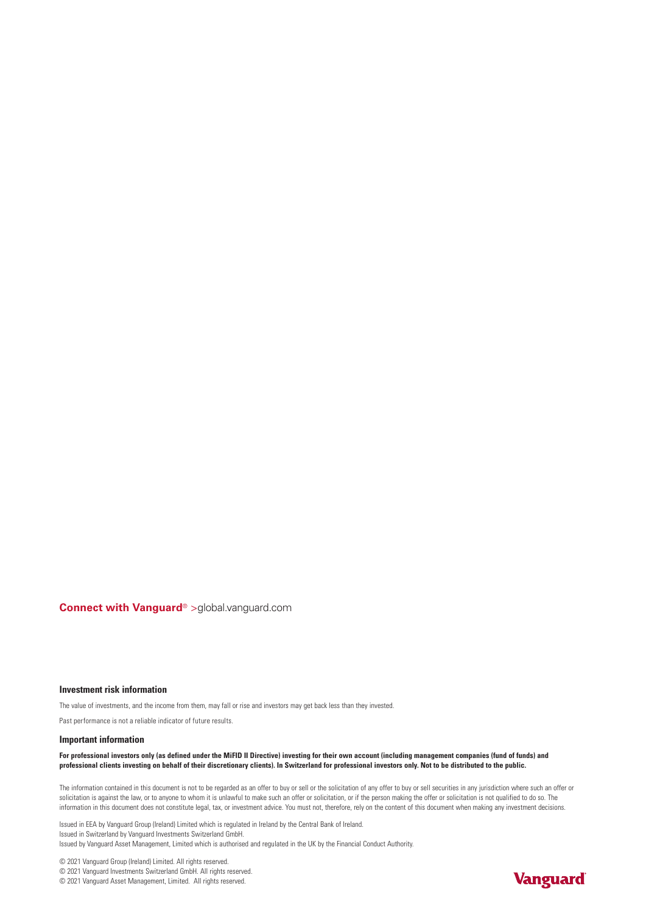**Connect with Vanguard**® >global.vanguard.com

### Investment risk information

The value of investments, and the income from them, may fall or rise and investors may get back less than they invested.

Past performance is not a reliable indicator of future results.

### Important information

**For professional investors only (as defined under the MiFID II Directive) investing for their own account (including management companies (fund of funds) and professional clients investing on behalf of their discretionary clients). In Switzerland for professional investors only. Not to be distributed to the public.**

The information contained in this document is not to be regarded as an offer to buy or sell or the solicitation of any offer to buy or sell securities in any jurisdiction where such an offer or solicitation is against the law, or to anyone to whom it is unlawful to make such an offer or solicitation, or if the person making the offer or solicitation is not qualified to do so. The information in this document does not constitute legal, tax, or investment advice. You must not, therefore, rely on the content of this document when making any investment decisions.

Issued in EEA by Vanguard Group (Ireland) Limited which is regulated in Ireland by the Central Bank of Ireland.
Issued in Switzerland by Vanguard Investments Switzerland GmbH.
Issued by Vanguard Asset Management, Limited which is authorised and regulated in the UK by the Financial Conduct Authority.

© 2021 Vanguard Group (Ireland) Limited. All rights reserved.
© 2021 Vanguard Investments Switzerland GmbH. All rights reserved.
© 2021 Vanguard Asset Management, Limited. All rights reserved.

Vanguard®